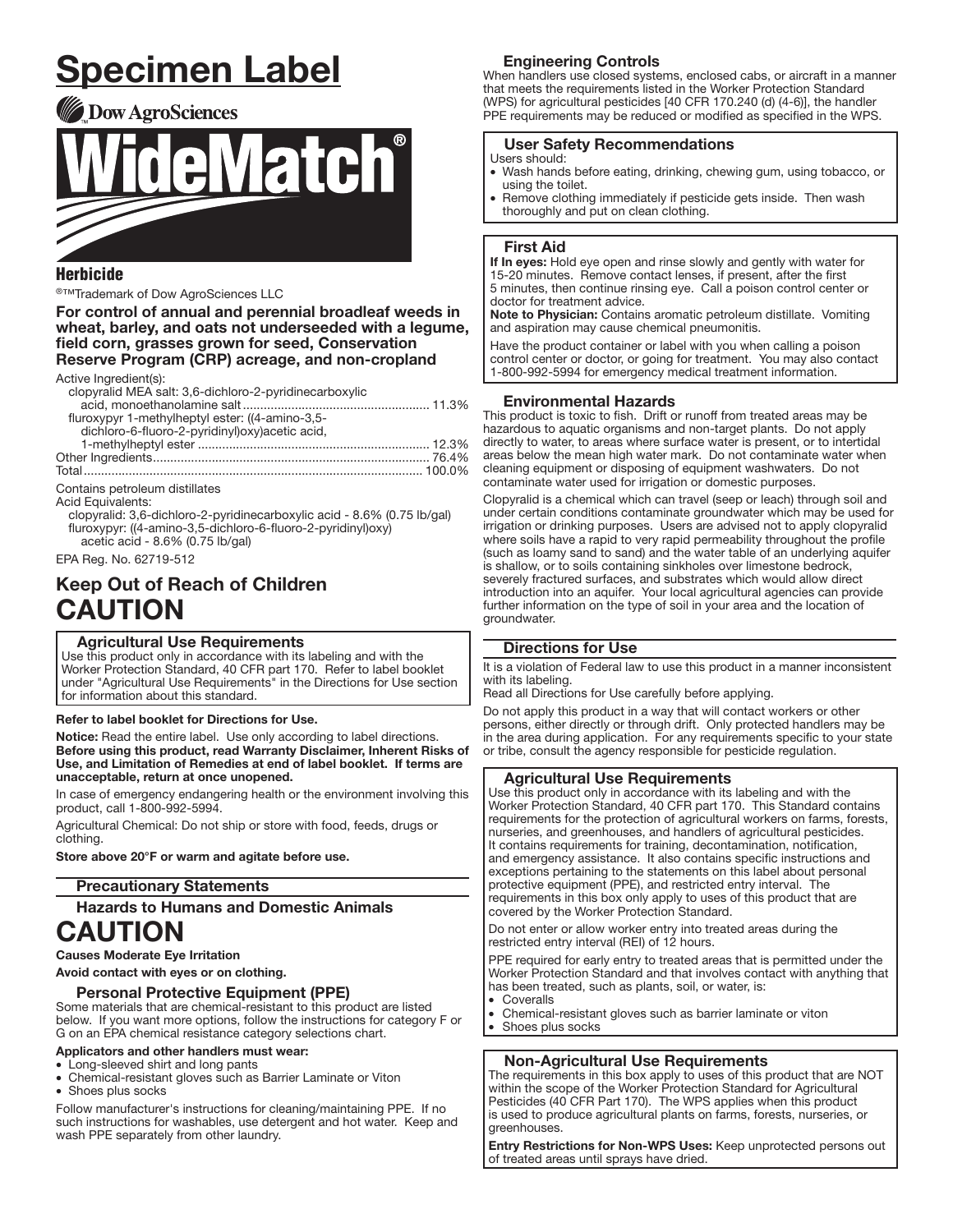# Specimen Label

Dow AgroSciences

# WideMatch®

## Herbicide

®™Trademark of Dow AgroSciences LLC

**For control of annual and perennial broadleaf weeds in wheat, barley, and oats not underseeded with a legume, field corn, grasses grown for seed, Conservation Reserve Program (CRP) acreage, and non-cropland**

Active Ingredient(s):

| | |
|---|---|
| clopyralid MEA salt: 3,6-dichloro-2-pyridinecarboxylic acid, monoethanolamine salt | 11.3% |
| fluroxypyr 1-methylheptyl ester: ((4-amino-3,5-dichloro-6-fluoro-2-pyridinyl)oxy)acetic acid, 1-methylheptyl ester | 12.3% |
| Other Ingredients | 76.4% |
| Total | 100.0% |

Contains petroleum distillates

Acid Equivalents:
clopyralid: 3,6-dichloro-2-pyridinecarboxylic acid - 8.6% (0.75 lb/gal)
fluroxypyr: ((4-amino-3,5-dichloro-6-fluoro-2-pyridinyl)oxy) acetic acid - 8.6% (0.75 lb/gal)

EPA Reg. No. 62719-512

## Keep Out of Reach of Children
# CAUTION

### Agricultural Use Requirements

Use this product only in accordance with its labeling and with the Worker Protection Standard, 40 CFR part 170. Refer to label booklet under "Agricultural Use Requirements" in the Directions for Use section for information about this standard.

**Refer to label booklet for Directions for Use.**

**Notice:** Read the entire label. Use only according to label directions. **Before using this product, read Warranty Disclaimer, Inherent Risks of Use, and Limitation of Remedies at end of label booklet. If terms are unacceptable, return at once unopened.**

In case of emergency endangering health or the environment involving this product, call 1-800-992-5994.

Agricultural Chemical: Do not ship or store with food, feeds, drugs or clothing.

**Store above 20°F or warm and agitate before use.**

### Precautionary Statements

### Hazards to Humans and Domestic Animals

# CAUTION

**Causes Moderate Eye Irritation**

**Avoid contact with eyes or on clothing.**

### Personal Protective Equipment (PPE)

Some materials that are chemical-resistant to this product are listed below. If you want more options, follow the instructions for category F or G on an EPA chemical resistance category selections chart.

**Applicators and other handlers must wear:**

- Long-sleeved shirt and long pants
- Chemical-resistant gloves such as Barrier Laminate or Viton
- Shoes plus socks

Follow manufacturer's instructions for cleaning/maintaining PPE. If no such instructions for washables, use detergent and hot water. Keep and wash PPE separately from other laundry.

### Engineering Controls

When handlers use closed systems, enclosed cabs, or aircraft in a manner that meets the requirements listed in the Worker Protection Standard (WPS) for agricultural pesticides [40 CFR 170.240 (d) (4-6)], the handler PPE requirements may be reduced or modified as specified in the WPS.

### User Safety Recommendations

Users should:

- Wash hands before eating, drinking, chewing gum, using tobacco, or using the toilet.
- Remove clothing immediately if pesticide gets inside. Then wash thoroughly and put on clean clothing.

### First Aid

**If In eyes:** Hold eye open and rinse slowly and gently with water for 15-20 minutes. Remove contact lenses, if present, after the first 5 minutes, then continue rinsing eye. Call a poison control center or doctor for treatment advice.

**Note to Physician:** Contains aromatic petroleum distillate. Vomiting and aspiration may cause chemical pneumonitis.

Have the product container or label with you when calling a poison control center or doctor, or going for treatment. You may also contact 1-800-992-5994 for emergency medical treatment information.

### Environmental Hazards

This product is toxic to fish. Drift or runoff from treated areas may be hazardous to aquatic organisms and non-target plants. Do not apply directly to water, to areas where surface water is present, or to intertidal areas below the mean high water mark. Do not contaminate water when cleaning equipment or disposing of equipment washwaters. Do not contaminate water used for irrigation or domestic purposes.

Clopyralid is a chemical which can travel (seep or leach) through soil and under certain conditions contaminate groundwater which may be used for irrigation or drinking purposes. Users are advised not to apply clopyralid where soils have a rapid to very rapid permeability throughout the profile (such as loamy sand to sand) and the water table of an underlying aquifer is shallow, or to soils containing sinkholes over limestone bedrock, severely fractured surfaces, and substrates which would allow direct introduction into an aquifer. Your local agricultural agencies can provide further information on the type of soil in your area and the location of groundwater.

### Directions for Use

It is a violation of Federal law to use this product in a manner inconsistent with its labeling.

Read all Directions for Use carefully before applying.

Do not apply this product in a way that will contact workers or other persons, either directly or through drift. Only protected handlers may be in the area during application. For any requirements specific to your state or tribe, consult the agency responsible for pesticide regulation.

### Agricultural Use Requirements

Use this product only in accordance with its labeling and with the Worker Protection Standard, 40 CFR part 170. This Standard contains requirements for the protection of agricultural workers on farms, forests, nurseries, and greenhouses, and handlers of agricultural pesticides. It contains requirements for training, decontamination, notification, and emergency assistance. It also contains specific instructions and exceptions pertaining to the statements on this label about personal protective equipment (PPE), and restricted entry interval. The requirements in this box only apply to uses of this product that are covered by the Worker Protection Standard.

Do not enter or allow worker entry into treated areas during the restricted entry interval (REI) of 12 hours.

PPE required for early entry to treated areas that is permitted under the Worker Protection Standard and that involves contact with anything that has been treated, such as plants, soil, or water, is:

- Coveralls
- Chemical-resistant gloves such as barrier laminate or viton
- Shoes plus socks

### Non-Agricultural Use Requirements

The requirements in this box apply to uses of this product that are NOT within the scope of the Worker Protection Standard for Agricultural Pesticides (40 CFR Part 170). The WPS applies when this product is used to produce agricultural plants on farms, forests, nurseries, or greenhouses.

**Entry Restrictions for Non-WPS Uses:** Keep unprotected persons out of treated areas until sprays have dried.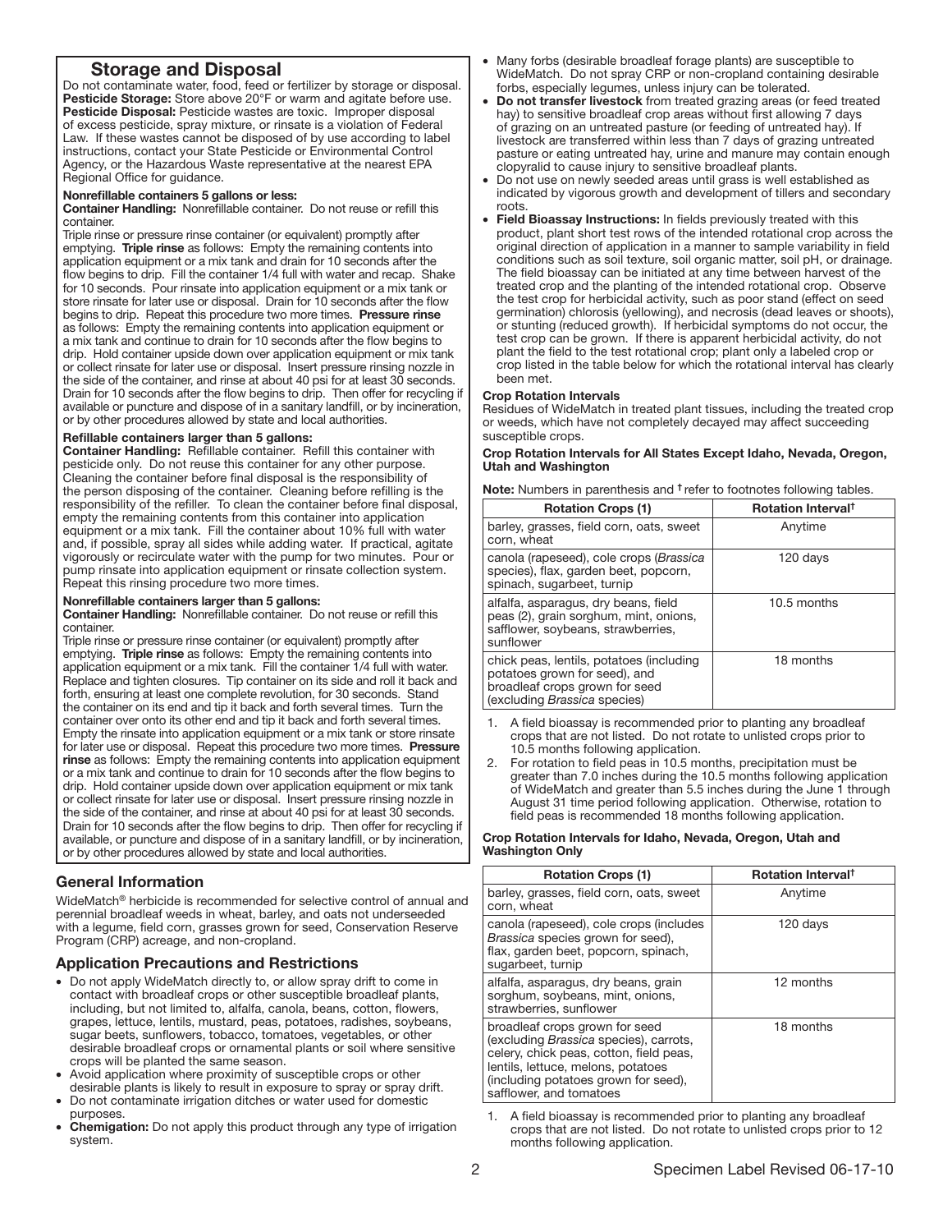## Storage and Disposal

Do not contaminate water, food, feed or fertilizer by storage or disposal.
**Pesticide Storage:** Store above 20°F or warm and agitate before use.
**Pesticide Disposal:** Pesticide wastes are toxic. Improper disposal of excess pesticide, spray mixture, or rinsate is a violation of Federal Law. If these wastes cannot be disposed of by use according to label instructions, contact your State Pesticide or Environmental Control Agency, or the Hazardous Waste representative at the nearest EPA Regional Office for guidance.

**Nonrefillable containers 5 gallons or less:**
**Container Handling:** Nonrefillable container. Do not reuse or refill this container.
Triple rinse or pressure rinse container (or equivalent) promptly after emptying. **Triple rinse** as follows: Empty the remaining contents into application equipment or a mix tank and drain for 10 seconds after the flow begins to drip. Fill the container 1/4 full with water and recap. Shake for 10 seconds. Pour rinsate into application equipment or a mix tank or store rinsate for later use or disposal. Drain for 10 seconds after the flow begins to drip. Repeat this procedure two more times. **Pressure rinse** as follows: Empty the remaining contents into application equipment or a mix tank and continue to drain for 10 seconds after the flow begins to drip. Hold container upside down over application equipment or mix tank or collect rinsate for later use or disposal. Insert pressure rinsing nozzle in the side of the container, and rinse at about 40 psi for at least 30 seconds. Drain for 10 seconds after the flow begins to drip. Then offer for recycling if available or puncture and dispose of in a sanitary landfill, or by incineration, or by other procedures allowed by state and local authorities.

**Refillable containers larger than 5 gallons:**
**Container Handling:** Refillable container. Refill this container with pesticide only. Do not reuse this container for any other purpose. Cleaning the container before final disposal is the responsibility of the person disposing of the container. Cleaning before refilling is the responsibility of the refiller. To clean the container before final disposal, empty the remaining contents from this container into application equipment or a mix tank. Fill the container about 10% full with water and, if possible, spray all sides while adding water. If practical, agitate vigorously or recirculate water with the pump for two minutes. Pour or pump rinsate into application equipment or rinsate collection system. Repeat this rinsing procedure two more times.

**Nonrefillable containers larger than 5 gallons:**
**Container Handling:** Nonrefillable container. Do not reuse or refill this container.
Triple rinse or pressure rinse container (or equivalent) promptly after emptying. **Triple rinse** as follows: Empty the remaining contents into application equipment or a mix tank. Fill the container 1/4 full with water. Replace and tighten closures. Tip container on its side and roll it back and forth, ensuring at least one complete revolution, for 30 seconds. Stand the container on its end and tip it back and forth several times. Turn the container over onto its other end and tip it back and forth several times. Empty the rinsate into application equipment or a mix tank or store rinsate for later use or disposal. Repeat this procedure two more times. **Pressure rinse** as follows: Empty the remaining contents into application equipment or a mix tank and continue to drain for 10 seconds after the flow begins to drip. Hold container upside down over application equipment or mix tank or collect rinsate for later use or disposal. Insert pressure rinsing nozzle in the side of the container, and rinse at about 40 psi for at least 30 seconds. Drain for 10 seconds after the flow begins to drip. Then offer for recycling if available, or puncture and dispose of in a sanitary landfill, or by incineration, or by other procedures allowed by state and local authorities.

## General Information

WideMatch® herbicide is recommended for selective control of annual and perennial broadleaf weeds in wheat, barley, and oats not underseeded with a legume, field corn, grasses grown for seed, Conservation Reserve Program (CRP) acreage, and non-cropland.

## Application Precautions and Restrictions

- Do not apply WideMatch directly to, or allow spray drift to come in contact with broadleaf crops or other susceptible broadleaf plants, including, but not limited to, alfalfa, canola, beans, cotton, flowers, grapes, lettuce, lentils, mustard, peas, potatoes, radishes, soybeans, sugar beets, sunflowers, tobacco, tomatoes, vegetables, or other desirable broadleaf crops or ornamental plants or soil where sensitive crops will be planted the same season.
- Avoid application where proximity of susceptible crops or other desirable plants is likely to result in exposure to spray or spray drift.
- Do not contaminate irrigation ditches or water used for domestic purposes.
- **Chemigation:** Do not apply this product through any type of irrigation system.
- Many forbs (desirable broadleaf forage plants) are susceptible to WideMatch. Do not spray CRP or non-cropland containing desirable forbs, especially legumes, unless injury can be tolerated.
- **Do not transfer livestock** from treated grazing areas (or feed treated hay) to sensitive broadleaf crop areas without first allowing 7 days of grazing on an untreated pasture (or feeding of untreated hay). If livestock are transferred within less than 7 days of grazing untreated pasture or eating untreated hay, urine and manure may contain enough clopyralid to cause injury to sensitive broadleaf plants.
- Do not use on newly seeded areas until grass is well established as indicated by vigorous growth and development of tillers and secondary roots.
- **Field Bioassay Instructions:** In fields previously treated with this product, plant short test rows of the intended rotational crop across the original direction of application in a manner to sample variability in field conditions such as soil texture, soil organic matter, soil pH, or drainage. The field bioassay can be initiated at any time between harvest of the treated crop and the planting of the intended rotational crop. Observe the test crop for herbicidal activity, such as poor stand (effect on seed germination) chlorosis (yellowing), and necrosis (dead leaves or shoots), or stunting (reduced growth). If herbicidal symptoms do not occur, the test crop can be grown. If there is apparent herbicidal activity, do not plant the field to the test rotational crop; plant only a labeled crop or crop listed in the table below for which the rotational interval has clearly been met.

### Crop Rotation Intervals

Residues of WideMatch in treated plant tissues, including the treated crop or weeds, which have not completely decayed may affect succeeding susceptible crops.

#### Crop Rotation Intervals for All States Except Idaho, Nevada, Oregon, Utah and Washington

**Note:** Numbers in parenthesis and † refer to footnotes following tables.

| Rotation Crops (1) | Rotation Interval† |
|---|---|
| barley, grasses, field corn, oats, sweet corn, wheat | Anytime |
| canola (rapeseed), cole crops (*Brassica* species), flax, garden beet, popcorn, spinach, sugarbeet, turnip | 120 days |
| alfalfa, asparagus, dry beans, field peas (2), grain sorghum, mint, onions, safflower, soybeans, strawberries, sunflower | 10.5 months |
| chick peas, lentils, potatoes (including potatoes grown for seed), and broadleaf crops grown for seed (excluding *Brassica* species) | 18 months |

1. A field bioassay is recommended prior to planting any broadleaf crops that are not listed. Do not rotate to unlisted crops prior to 10.5 months following application.
2. For rotation to field peas in 10.5 months, precipitation must be greater than 7.0 inches during the 10.5 months following application of WideMatch and greater than 5.5 inches during the June 1 through August 31 time period following application. Otherwise, rotation to field peas is recommended 18 months following application.

#### Crop Rotation Intervals for Idaho, Nevada, Oregon, Utah and Washington Only

| Rotation Crops (1) | Rotation Interval† |
|---|---|
| barley, grasses, field corn, oats, sweet corn, wheat | Anytime |
| canola (rapeseed), cole crops (includes *Brassica* species grown for seed), flax, garden beet, popcorn, spinach, sugarbeet, turnip | 120 days |
| alfalfa, asparagus, dry beans, grain sorghum, soybeans, mint, onions, strawberries, sunflower | 12 months |
| broadleaf crops grown for seed (excluding *Brassica* species), carrots, celery, chick peas, cotton, field peas, lentils, lettuce, melons, potatoes (including potatoes grown for seed), safflower, and tomatoes | 18 months |

1. A field bioassay is recommended prior to planting any broadleaf crops that are not listed. Do not rotate to unlisted crops prior to 12 months following application.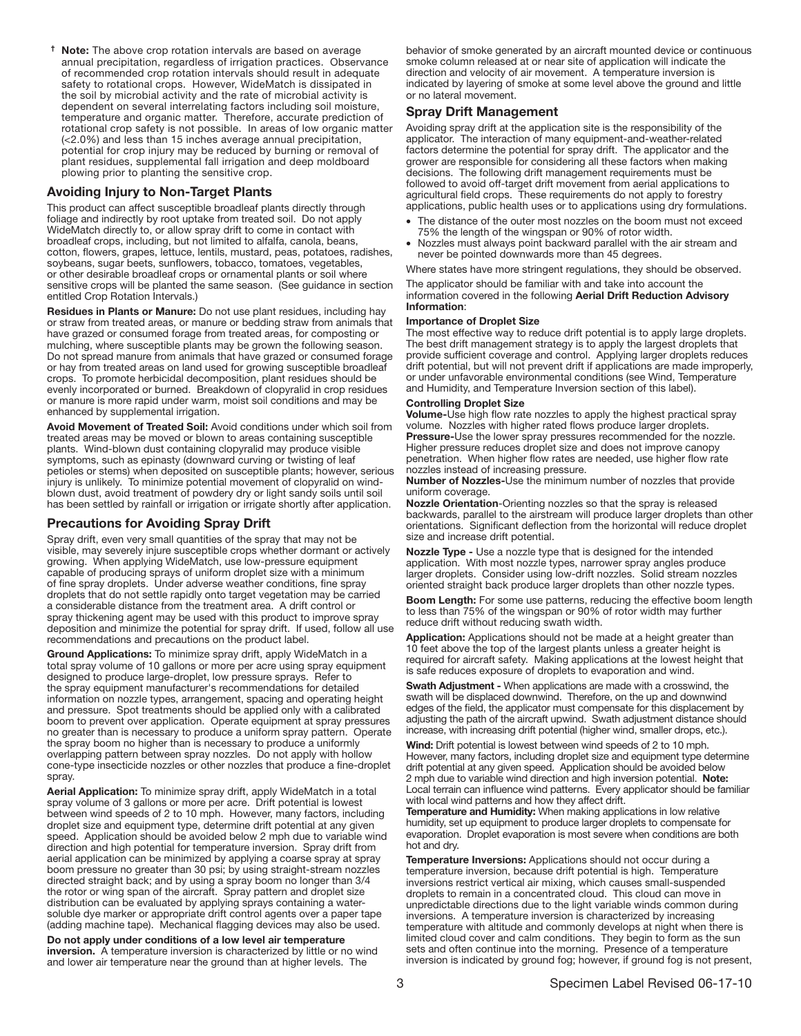† **Note:** The above crop rotation intervals are based on average annual precipitation, regardless of irrigation practices. Observance of recommended crop rotation intervals should result in adequate safety to rotational crops. However, WideMatch is dissipated in the soil by microbial activity and the rate of microbial activity is dependent on several interrelating factors including soil moisture, temperature and organic matter. Therefore, accurate prediction of rotational crop safety is not possible. In areas of low organic matter (<2.0%) and less than 15 inches average annual precipitation, potential for crop injury may be reduced by burning or removal of plant residues, supplemental fall irrigation and deep moldboard plowing prior to planting the sensitive crop.

## Avoiding Injury to Non-Target Plants

This product can affect susceptible broadleaf plants directly through foliage and indirectly by root uptake from treated soil. Do not apply WideMatch directly to, or allow spray drift to come in contact with broadleaf crops, including, but not limited to alfalfa, canola, beans, cotton, flowers, grapes, lettuce, lentils, mustard, peas, potatoes, radishes, soybeans, sugar beets, sunflowers, tobacco, tomatoes, vegetables, or other desirable broadleaf crops or ornamental plants or soil where sensitive crops will be planted the same season. (See guidance in section entitled Crop Rotation Intervals.)

**Residues in Plants or Manure:** Do not use plant residues, including hay or straw from treated areas, or manure or bedding straw from animals that have grazed or consumed forage from treated areas, for composting or mulching, where susceptible plants may be grown the following season. Do not spread manure from animals that have grazed or consumed forage or hay from treated areas on land used for growing susceptible broadleaf crops. To promote herbicidal decomposition, plant residues should be evenly incorporated or burned. Breakdown of clopyralid in crop residues or manure is more rapid under warm, moist soil conditions and may be enhanced by supplemental irrigation.

**Avoid Movement of Treated Soil:** Avoid conditions under which soil from treated areas may be moved or blown to areas containing susceptible plants. Wind-blown dust containing clopyralid may produce visible symptoms, such as epinasty (downward curving or twisting of leaf petioles or stems) when deposited on susceptible plants; however, serious injury is unlikely. To minimize potential movement of clopyralid on wind-blown dust, avoid treatment of powdery dry or light sandy soils until soil has been settled by rainfall or irrigation or irrigate shortly after application.

## Precautions for Avoiding Spray Drift

Spray drift, even very small quantities of the spray that may not be visible, may severely injure susceptible crops whether dormant or actively growing. When applying WideMatch, use low-pressure equipment capable of producing sprays of uniform droplet size with a minimum of fine spray droplets. Under adverse weather conditions, fine spray droplets that do not settle rapidly onto target vegetation may be carried a considerable distance from the treatment area. A drift control or spray thickening agent may be used with this product to improve spray deposition and minimize the potential for spray drift. If used, follow all use recommendations and precautions on the product label.

**Ground Applications:** To minimize spray drift, apply WideMatch in a total spray volume of 10 gallons or more per acre using spray equipment designed to produce large-droplet, low pressure sprays. Refer to the spray equipment manufacturer's recommendations for detailed information on nozzle types, arrangement, spacing and operating height and pressure. Spot treatments should be applied only with a calibrated boom to prevent over application. Operate equipment at spray pressures no greater than is necessary to produce a uniform spray pattern. Operate the spray boom no higher than is necessary to produce a uniformly overlapping pattern between spray nozzles. Do not apply with hollow cone-type insecticide nozzles or other nozzles that produce a fine-droplet spray.

**Aerial Application:** To minimize spray drift, apply WideMatch in a total spray volume of 3 gallons or more per acre. Drift potential is lowest between wind speeds of 2 to 10 mph. However, many factors, including droplet size and equipment type, determine drift potential at any given speed. Application should be avoided below 2 mph due to variable wind direction and high potential for temperature inversion. Spray drift from aerial application can be minimized by applying a coarse spray at spray boom pressure no greater than 30 psi; by using straight-stream nozzles directed straight back; and by using a spray boom no longer than 3/4 the rotor or wing span of the aircraft. Spray pattern and droplet size distribution can be evaluated by applying sprays containing a water-soluble dye marker or appropriate drift control agents over a paper tape (adding machine tape). Mechanical flagging devices may also be used.

**Do not apply under conditions of a low level air temperature inversion.** A temperature inversion is characterized by little or no wind and lower air temperature near the ground than at higher levels. The behavior of smoke generated by an aircraft mounted device or continuous smoke column released at or near site of application will indicate the direction and velocity of air movement. A temperature inversion is indicated by layering of smoke at some level above the ground and little or no lateral movement.

## Spray Drift Management

Avoiding spray drift at the application site is the responsibility of the applicator. The interaction of many equipment-and-weather-related factors determine the potential for spray drift. The applicator and the grower are responsible for considering all these factors when making decisions. The following drift management requirements must be followed to avoid off-target drift movement from aerial applications to agricultural field crops. These requirements do not apply to forestry applications, public health uses or to applications using dry formulations.

- The distance of the outer most nozzles on the boom must not exceed 75% the length of the wingspan or 90% of rotor width.
- Nozzles must always point backward parallel with the air stream and never be pointed downwards more than 45 degrees.

Where states have more stringent regulations, they should be observed.

The applicator should be familiar with and take into account the information covered in the following **Aerial Drift Reduction Advisory Information**:

**Importance of Droplet Size**

The most effective way to reduce drift potential is to apply large droplets. The best drift management strategy is to apply the largest droplets that provide sufficient coverage and control. Applying larger droplets reduces drift potential, but will not prevent drift if applications are made improperly, or under unfavorable environmental conditions (see Wind, Temperature and Humidity, and Temperature Inversion section of this label).

**Controlling Droplet Size**

**Volume-**Use high flow rate nozzles to apply the highest practical spray volume. Nozzles with higher rated flows produce larger droplets.

**Pressure-**Use the lower spray pressures recommended for the nozzle. Higher pressure reduces droplet size and does not improve canopy penetration. When higher flow rates are needed, use higher flow rate nozzles instead of increasing pressure.

**Number of Nozzles-**Use the minimum number of nozzles that provide uniform coverage.

**Nozzle Orientation**-Orienting nozzles so that the spray is released backwards, parallel to the airstream will produce larger droplets than other orientations. Significant deflection from the horizontal will reduce droplet size and increase drift potential.

**Nozzle Type -** Use a nozzle type that is designed for the intended application. With most nozzle types, narrower spray angles produce larger droplets. Consider using low-drift nozzles. Solid stream nozzles oriented straight back produce larger droplets than other nozzle types.

**Boom Length:** For some use patterns, reducing the effective boom length to less than 75% of the wingspan or 90% of rotor width may further reduce drift without reducing swath width.

**Application:** Applications should not be made at a height greater than 10 feet above the top of the largest plants unless a greater height is required for aircraft safety. Making applications at the lowest height that is safe reduces exposure of droplets to evaporation and wind.

**Swath Adjustment -** When applications are made with a crosswind, the swath will be displaced downwind. Therefore, on the up and downwind edges of the field, the applicator must compensate for this displacement by adjusting the path of the aircraft upwind. Swath adjustment distance should increase, with increasing drift potential (higher wind, smaller drops, etc.).

**Wind:** Drift potential is lowest between wind speeds of 2 to 10 mph. However, many factors, including droplet size and equipment type determine drift potential at any given speed. Application should be avoided below 2 mph due to variable wind direction and high inversion potential. **Note:** Local terrain can influence wind patterns. Every applicator should be familiar with local wind patterns and how they affect drift.

**Temperature and Humidity:** When making applications in low relative humidity, set up equipment to produce larger droplets to compensate for evaporation. Droplet evaporation is most severe when conditions are both hot and dry.

**Temperature Inversions:** Applications should not occur during a temperature inversion, because drift potential is high. Temperature inversions restrict vertical air mixing, which causes small-suspended droplets to remain in a concentrated cloud. This cloud can move in unpredictable directions due to the light variable winds common during inversions. A temperature inversion is characterized by increasing temperature with altitude and commonly develops at night when there is limited cloud cover and calm conditions. They begin to form as the sun sets and often continue into the morning. Presence of a temperature inversion is indicated by ground fog; however, if ground fog is not present,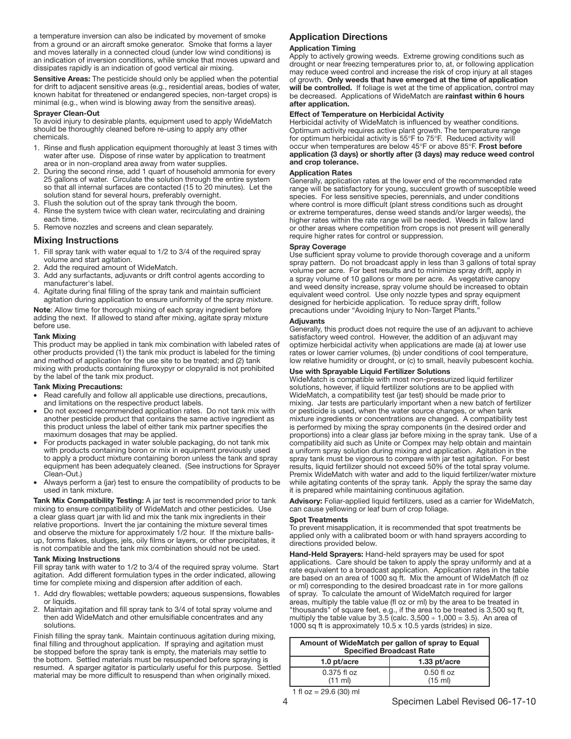a temperature inversion can also be indicated by movement of smoke from a ground or an aircraft smoke generator. Smoke that forms a layer and moves laterally in a connected cloud (under low wind conditions) is an indication of inversion conditions, while smoke that moves upward and dissipates rapidly is an indication of good vertical air mixing.

**Sensitive Areas:** The pesticide should only be applied when the potential for drift to adjacent sensitive areas (e.g., residential areas, bodies of water, known habitat for threatened or endangered species, non-target crops) is minimal (e.g., when wind is blowing away from the sensitive areas).

**Sprayer Clean-Out**

To avoid injury to desirable plants, equipment used to apply WideMatch should be thoroughly cleaned before re-using to apply any other chemicals.

1. Rinse and flush application equipment thoroughly at least 3 times with water after use. Dispose of rinse water by application to treatment area or in non-cropland area away from water supplies.
2. During the second rinse, add 1 quart of household ammonia for every 25 gallons of water. Circulate the solution through the entire system so that all internal surfaces are contacted (15 to 20 minutes). Let the solution stand for several hours, preferably overnight.
3. Flush the solution out of the spray tank through the boom.
4. Rinse the system twice with clean water, recirculating and draining each time.
5. Remove nozzles and screens and clean separately.

## Mixing Instructions

1. Fill spray tank with water equal to 1/2 to 3/4 of the required spray volume and start agitation.
2. Add the required amount of WideMatch.
3. Add any surfactants, adjuvants or drift control agents according to manufacturer's label.
4. Agitate during final filling of the spray tank and maintain sufficient agitation during application to ensure uniformity of the spray mixture.

**Note**: Allow time for thorough mixing of each spray ingredient before adding the next. If allowed to stand after mixing, agitate spray mixture before use.

**Tank Mixing**

This product may be applied in tank mix combination with labeled rates of other products provided (1) the tank mix product is labeled for the timing and method of application for the use site to be treated; and (2) tank mixing with products containing fluroxypyr or clopyralid is not prohibited by the label of the tank mix product.

**Tank Mixing Precautions:**

- Read carefully and follow all applicable use directions, precautions, and limitations on the respective product labels.
- Do not exceed recommended application rates. Do not tank mix with another pesticide product that contains the same active ingredient as this product unless the label of either tank mix partner specifies the maximum dosages that may be applied.
- For products packaged in water soluble packaging, do not tank mix with products containing boron or mix in equipment previously used to apply a product mixture containing boron unless the tank and spray equipment has been adequately cleaned. (See instructions for Sprayer Clean-Out.)
- Always perform a (jar) test to ensure the compatibility of products to be used in tank mixture.

**Tank Mix Compatibility Testing:** A jar test is recommended prior to tank mixing to ensure compatibility of WideMatch and other pesticides. Use a clear glass quart jar with lid and mix the tank mix ingredients in their relative proportions. Invert the jar containing the mixture several times and observe the mixture for approximately 1/2 hour. If the mixture balls-up, forms flakes, sludges, jels, oily films or layers, or other precipitates, it is not compatible and the tank mix combination should not be used.

**Tank Mixing Instructions**

Fill spray tank with water to 1/2 to 3/4 of the required spray volume. Start agitation. Add different formulation types in the order indicated, allowing time for complete mixing and dispersion after addition of each.

1. Add dry flowables; wettable powders; aqueous suspensions, flowables or liquids.
2. Maintain agitation and fill spray tank to 3/4 of total spray volume and then add WideMatch and other emulsifiable concentrates and any solutions.

Finish filling the spray tank. Maintain continuous agitation during mixing, final filling and throughout application. If spraying and agitation must be stopped before the spray tank is empty, the materials may settle to the bottom. Settled materials must be resuspended before spraying is resumed. A sparger agitator is particularly useful for this purpose. Settled material may be more difficult to resuspend than when originally mixed.

## Application Directions

**Application Timing**

Apply to actively growing weeds. Extreme growing conditions such as drought or near freezing temperatures prior to, at, or following application may reduce weed control and increase the risk of crop injury at all stages of growth. **Only weeds that have emerged at the time of application will be controlled.** If foliage is wet at the time of application, control may be decreased. Applications of WideMatch are **rainfast within 6 hours after application.**

**Effect of Temperature on Herbicidal Activity**

Herbicidal activity of WideMatch is influenced by weather conditions. Optimum activity requires active plant growth. The temperature range for optimum herbicidal activity is 55°F to 75°F. Reduced activity will occur when temperatures are below 45°F or above 85°F. **Frost before application (3 days) or shortly after (3 days) may reduce weed control and crop tolerance.**

**Application Rates**

Generally, application rates at the lower end of the recommended rate range will be satisfactory for young, succulent growth of susceptible weed species. For less sensitive species, perennials, and under conditions where control is more difficult (plant stress conditions such as drought or extreme temperatures, dense weed stands and/or larger weeds), the higher rates within the rate range will be needed. Weeds in fallow land or other areas where competition from crops is not present will generally require higher rates for control or suppression.

**Spray Coverage**

Use sufficient spray volume to provide thorough coverage and a uniform spray pattern. Do not broadcast apply in less than 3 gallons of total spray volume per acre. For best results and to minimize spray drift, apply in a spray volume of 10 gallons or more per acre. As vegetative canopy and weed density increase, spray volume should be increased to obtain equivalent weed control. Use only nozzle types and spray equipment designed for herbicide application. To reduce spray drift, follow precautions under "Avoiding Injury to Non-Target Plants."

**Adjuvants**

Generally, this product does not require the use of an adjuvant to achieve satisfactory weed control. However, the addition of an adjuvant may optimize herbicidal activity when applications are made (a) at lower use rates or lower carrier volumes, (b) under conditions of cool temperature, low relative humidity or drought, or (c) to small, heavily pubescent kochia.

**Use with Sprayable Liquid Fertilizer Solutions**

WideMatch is compatible with most non-pressurized liquid fertilizer solutions, however, if liquid fertilizer solutions are to be applied with WideMatch, a compatibility test (jar test) should be made prior to mixing. Jar tests are particularly important when a new batch of fertilizer or pesticide is used, when the water source changes, or when tank mixture ingredients or concentrations are changed. A compatibility test is performed by mixing the spray components (in the desired order and proportions) into a clear glass jar before mixing in the spray tank. Use of a compatibility aid such as Unite or Compex may help obtain and maintain a uniform spray solution during mixing and application. Agitation in the spray tank must be vigorous to compare with jar test agitation. For best results, liquid fertilizer should not exceed 50% of the total spray volume. Premix WideMatch with water and add to the liquid fertilizer/water mixture while agitating contents of the spray tank. Apply the spray the same day it is prepared while maintaining continuous agitation.

**Advisory:** Foliar-applied liquid fertilizers, used as a carrier for WideMatch, can cause yellowing or leaf burn of crop foliage.

**Spot Treatments**

To prevent misapplication, it is recommended that spot treatments be applied only with a calibrated boom or with hand sprayers according to directions provided below.

**Hand-Held Sprayers:** Hand-held sprayers may be used for spot applications. Care should be taken to apply the spray uniformly and at a rate equivalent to a broadcast application. Application rates in the table are based on an area of 1000 sq ft. Mix the amount of WideMatch (fl oz or ml) corresponding to the desired broadcast rate in 1or more gallons of spray. To calculate the amount of WideMatch required for larger areas, multiply the table value (fl oz or ml) by the area to be treated in "thousands" of square feet, e.g., if the area to be treated is 3,500 sq ft, multiply the table value by 3.5 (calc. 3,500 ÷ 1,000 = 3.5). An area of 1000 sq ft is approximately 10.5 x 10.5 yards (strides) in size.

| Amount of WideMatch per gallon of spray to Equal Specified Broadcast Rate | |
|---|---|
| 1.0 pt/acre | 1.33 pt/acre |
| 0.375 fl oz (11 ml) | 0.50 fl oz (15 ml) |

1 fl oz = 29.6 (30) ml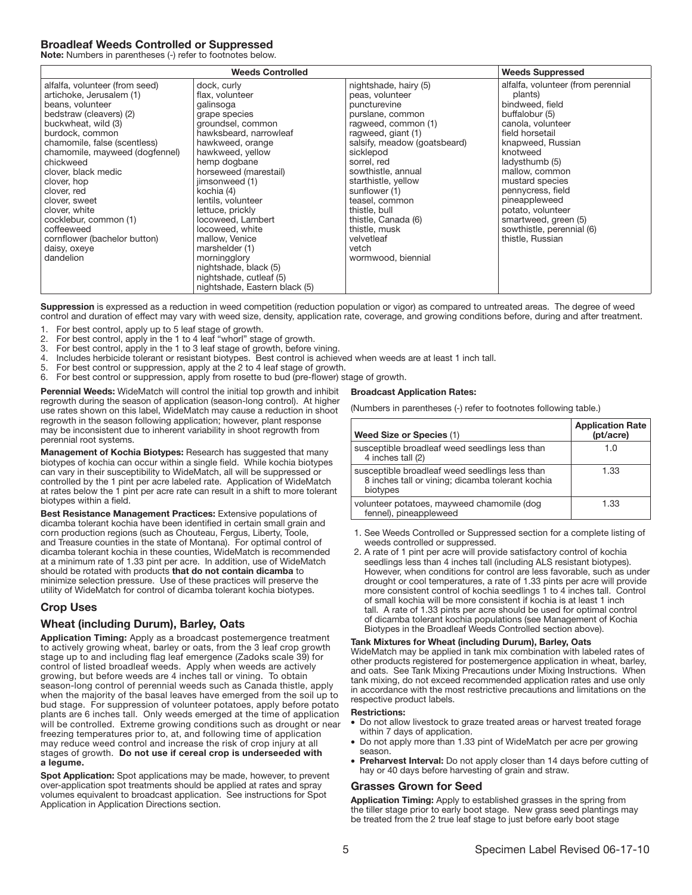## Broadleaf Weeds Controlled or Suppressed

**Note:** Numbers in parentheses (-) refer to footnotes below.

| Weeds Controlled | | | Weeds Suppressed |
|---|---|---|---|
| alfalfa, volunteer (from seed) | dock, curly | nightshade, hairy (5) | alfalfa, volunteer (from perennial plants) |
| artichoke, Jerusalem (1) | flax, volunteer | peas, volunteer | bindweed, field |
| beans, volunteer | galinsoga | puncturevine | buffalobur (5) |
| bedstraw (cleavers) (2) | grape species | purslane, common | canola, volunteer |
| buckwheat, wild (3) | groundsel, common | ragweed, common (1) | field horsetail |
| burdock, common | hawksbeard, narrowleaf | ragweed, giant (1) | knapweed, Russian |
| chamomile, false (scentless) | hawkweed, orange | salsify, meadow (goatsbeard) | knotweed |
| chamomile, mayweed (dogfennel) | hawkweed, yellow | sicklepod | ladysthumb (5) |
| chickweed | hemp dogbane | sorrel, red | mallow, common |
| clover, black medic | horseweed (marestail) | sowthistle, annual | mustard species |
| clover, hop | jimsonweed (1) | starthistle, yellow | pennycress, field |
| clover, red | kochia (4) | sunflower (1) | pineappleweed |
| clover, sweet | lentils, volunteer | teasel, common | potato, volunteer |
| clover, white | lettuce, prickly | thistle, bull | smartweed, green (5) |
| cocklebur, common (1) | locoweed, Lambert | thistle, Canada (6) | sowthistle, perennial (6) |
| coffeeweed | locoweed, white | thistle, musk | thistle, Russian |
| cornflower (bachelor button) | mallow, Venice | velvetleaf | |
| daisy, oxeye | marshelder (1) | vetch | |
| dandelion | morningglory | wormwood, biennial | |
| | nightshade, black (5) | | |
| | nightshade, cutleaf (5) | | |
| | nightshade, Eastern black (5) | | |

**Suppression** is expressed as a reduction in weed competition (reduction population or vigor) as compared to untreated areas. The degree of weed control and duration of effect may vary with weed size, density, application rate, coverage, and growing conditions before, during and after treatment.

1. For best control, apply up to 5 leaf stage of growth.
2. For best control, apply in the 1 to 4 leaf "whorl" stage of growth.
3. For best control, apply in the 1 to 3 leaf stage of growth, before vining.
4. Includes herbicide tolerant or resistant biotypes. Best control is achieved when weeds are at least 1 inch tall.
5. For best control or suppression, apply at the 2 to 4 leaf stage of growth.
6. For best control or suppression, apply from rosette to bud (pre-flower) stage of growth.

**Perennial Weeds:** WideMatch will control the initial top growth and inhibit regrowth during the season of application (season-long control). At higher use rates shown on this label, WideMatch may cause a reduction in shoot regrowth in the season following application; however, plant response may be inconsistent due to inherent variability in shoot regrowth from perennial root systems.

**Management of Kochia Biotypes:** Research has suggested that many biotypes of kochia can occur within a single field. While kochia biotypes can vary in their susceptibility to WideMatch, all will be suppressed or controlled by the 1 pint per acre labeled rate. Application of WideMatch at rates below the 1 pint per acre rate can result in a shift to more tolerant biotypes within a field.

**Best Resistance Management Practices:** Extensive populations of dicamba tolerant kochia have been identified in certain small grain and corn production regions (such as Chouteau, Fergus, Liberty, Toole, and Treasure counties in the state of Montana). For optimal control of dicamba tolerant kochia in these counties, WideMatch is recommended at a minimum rate of 1.33 pint per acre. In addition, use of WideMatch should be rotated with products **that do not contain dicamba** to minimize selection pressure. Use of these practices will preserve the utility of WideMatch for control of dicamba tolerant kochia biotypes.

## Crop Uses

### Wheat (including Durum), Barley, Oats

**Application Timing:** Apply as a broadcast postemergence treatment to actively growing wheat, barley or oats, from the 3 leaf crop growth stage up to and including flag leaf emergence (Zadoks scale 39) for control of listed broadleaf weeds. Apply when weeds are actively growing, but before weeds are 4 inches tall or vining. To obtain season-long control of perennial weeds such as Canada thistle, apply when the majority of the basal leaves have emerged from the soil up to bud stage. For suppression of volunteer potatoes, apply before potato plants are 6 inches tall. Only weeds emerged at the time of application will be controlled. Extreme growing conditions such as drought or near freezing temperatures prior to, at, and following time of application may reduce weed control and increase the risk of crop injury at all stages of growth. **Do not use if cereal crop is underseeded with a legume.**

**Spot Application:** Spot applications may be made, however, to prevent over-application spot treatments should be applied at rates and spray volumes equivalent to broadcast application. See instructions for Spot Application in Application Directions section.

**Broadcast Application Rates:**

(Numbers in parentheses (-) refer to footnotes following table.)

| Weed Size or Species (1) | Application Rate (pt/acre) |
|---|---|
| susceptible broadleaf weed seedlings less than 4 inches tall (2) | 1.0 |
| susceptible broadleaf weed seedlings less than 8 inches tall or vining; dicamba tolerant kochia biotypes | 1.33 |
| volunteer potatoes, mayweed chamomile (dog fennel), pineappleweed | 1.33 |

1. See Weeds Controlled or Suppressed section for a complete listing of weeds controlled or suppressed.
2. A rate of 1 pint per acre will provide satisfactory control of kochia seedlings less than 4 inches tall (including ALS resistant biotypes). However, when conditions for control are less favorable, such as under drought or cool temperatures, a rate of 1.33 pints per acre will provide more consistent control of kochia seedlings 1 to 4 inches tall. Control of small kochia will be more consistent if kochia is at least 1 inch tall. A rate of 1.33 pints per acre should be used for optimal control of dicamba tolerant kochia populations (see Management of Kochia Biotypes in the Broadleaf Weeds Controlled section above).

**Tank Mixtures for Wheat (including Durum), Barley, Oats**

WideMatch may be applied in tank mix combination with labeled rates of other products registered for postemergence application in wheat, barley, and oats. See Tank Mixing Precautions under Mixing Instructions. When tank mixing, do not exceed recommended application rates and use only in accordance with the most restrictive precautions and limitations on the respective product labels.

**Restrictions:**

- Do not allow livestock to graze treated areas or harvest treated forage within 7 days of application.
- Do not apply more than 1.33 pint of WideMatch per acre per growing season.
- **Preharvest Interval:** Do not apply closer than 14 days before cutting of hay or 40 days before harvesting of grain and straw.

### Grasses Grown for Seed

**Application Timing:** Apply to established grasses in the spring from the tiller stage prior to early boot stage. New grass seed plantings may be treated from the 2 true leaf stage to just before early boot stage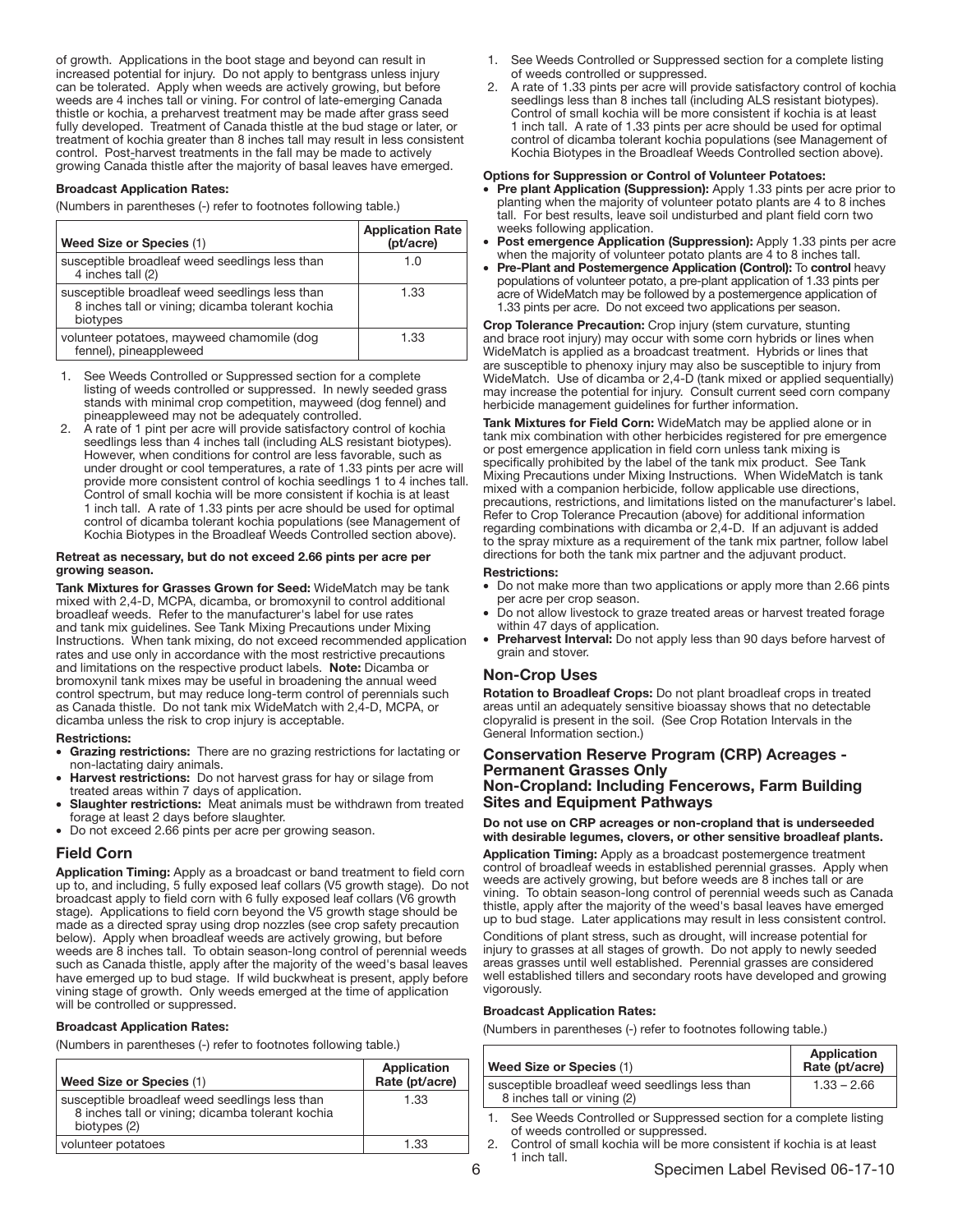of growth. Applications in the boot stage and beyond can result in increased potential for injury. Do not apply to bentgrass unless injury can be tolerated. Apply when weeds are actively growing, but before weeds are 4 inches tall or vining. For control of late-emerging Canada thistle or kochia, a preharvest treatment may be made after grass seed fully developed. Treatment of Canada thistle at the bud stage or later, or treatment of kochia greater than 8 inches tall may result in less consistent control. Post-harvest treatments in the fall may be made to actively growing Canada thistle after the majority of basal leaves have emerged.

**Broadcast Application Rates:**

(Numbers in parentheses (-) refer to footnotes following table.)

| Weed Size or Species (1) | Application Rate (pt/acre) |
|---|---|
| susceptible broadleaf weed seedlings less than 4 inches tall (2) | 1.0 |
| susceptible broadleaf weed seedlings less than 8 inches tall or vining; dicamba tolerant kochia biotypes | 1.33 |
| volunteer potatoes, mayweed chamomile (dog fennel), pineappleweed | 1.33 |

1. See Weeds Controlled or Suppressed section for a complete listing of weeds controlled or suppressed. In newly seeded grass stands with minimal crop competition, mayweed (dog fennel) and pineappleweed may not be adequately controlled.
2. A rate of 1 pint per acre will provide satisfactory control of kochia seedlings less than 4 inches tall (including ALS resistant biotypes). However, when conditions for control are less favorable, such as under drought or cool temperatures, a rate of 1.33 pints per acre will provide more consistent control of kochia seedlings 1 to 4 inches tall. Control of small kochia will be more consistent if kochia is at least 1 inch tall. A rate of 1.33 pints per acre should be used for optimal control of dicamba tolerant kochia populations (see Management of Kochia Biotypes in the Broadleaf Weeds Controlled section above).

**Retreat as necessary, but do not exceed 2.66 pints per acre per growing season.**

**Tank Mixtures for Grasses Grown for Seed:** WideMatch may be tank mixed with 2,4-D, MCPA, dicamba, or bromoxynil to control additional broadleaf weeds. Refer to the manufacturer's label for use rates and tank mix guidelines. See Tank Mixing Precautions under Mixing Instructions. When tank mixing, do not exceed recommended application rates and use only in accordance with the most restrictive precautions and limitations on the respective product labels. **Note:** Dicamba or bromoxynil tank mixes may be useful in broadening the annual weed control spectrum, but may reduce long-term control of perennials such as Canada thistle. Do not tank mix WideMatch with 2,4-D, MCPA, or dicamba unless the risk to crop injury is acceptable.

**Restrictions:**
- **Grazing restrictions:** There are no grazing restrictions for lactating or non-lactating dairy animals.
- **Harvest restrictions:** Do not harvest grass for hay or silage from treated areas within 7 days of application.
- **Slaughter restrictions:** Meat animals must be withdrawn from treated forage at least 2 days before slaughter.
- Do not exceed 2.66 pints per acre per growing season.

## Field Corn

**Application Timing:** Apply as a broadcast or band treatment to field corn up to, and including, 5 fully exposed leaf collars (V5 growth stage). Do not broadcast apply to field corn with 6 fully exposed leaf collars (V6 growth stage). Applications to field corn beyond the V5 growth stage should be made as a directed spray using drop nozzles (see crop safety precaution below). Apply when broadleaf weeds are actively growing, but before weeds are 8 inches tall. To obtain season-long control of perennial weeds such as Canada thistle, apply after the majority of the weed's basal leaves have emerged up to bud stage. If wild buckwheat is present, apply before vining stage of growth. Only weeds emerged at the time of application will be controlled or suppressed.

**Broadcast Application Rates:**

(Numbers in parentheses (-) refer to footnotes following table.)

| Weed Size or Species (1) | Application Rate (pt/acre) |
|---|---|
| susceptible broadleaf weed seedlings less than 8 inches tall or vining; dicamba tolerant kochia biotypes (2) | 1.33 |
| volunteer potatoes | 1.33 |

1. See Weeds Controlled or Suppressed section for a complete listing of weeds controlled or suppressed.
2. A rate of 1.33 pints per acre will provide satisfactory control of kochia seedlings less than 8 inches tall (including ALS resistant biotypes). Control of small kochia will be more consistent if kochia is at least 1 inch tall. A rate of 1.33 pints per acre should be used for optimal control of dicamba tolerant kochia populations (see Management of Kochia Biotypes in the Broadleaf Weeds Controlled section above).

**Options for Suppression or Control of Volunteer Potatoes:**
- **Pre plant Application (Suppression):** Apply 1.33 pints per acre prior to planting when the majority of volunteer potato plants are 4 to 8 inches tall. For best results, leave soil undisturbed and plant field corn two weeks following application.
- **Post emergence Application (Suppression):** Apply 1.33 pints per acre when the majority of volunteer potato plants are 4 to 8 inches tall.
- **Pre-Plant and Postemergence Application (Control):** To **control** heavy populations of volunteer potato, a pre-plant application of 1.33 pints per acre of WideMatch may be followed by a postemergence application of 1.33 pints per acre. Do not exceed two applications per season.

**Crop Tolerance Precaution:** Crop injury (stem curvature, stunting and brace root injury) may occur with some corn hybrids or lines when WideMatch is applied as a broadcast treatment. Hybrids or lines that are susceptible to phenoxy injury may also be susceptible to injury from WideMatch. Use of dicamba or 2,4-D (tank mixed or applied sequentially) may increase the potential for injury. Consult current seed corn company herbicide management guidelines for further information.

**Tank Mixtures for Field Corn:** WideMatch may be applied alone or in tank mix combination with other herbicides registered for pre emergence or post emergence application in field corn unless tank mixing is specifically prohibited by the label of the tank mix product. See Tank Mixing Precautions under Mixing Instructions. When WideMatch is tank mixed with a companion herbicide, follow applicable use directions, precautions, restrictions, and limitations listed on the manufacturer's label. Refer to Crop Tolerance Precaution (above) for additional information regarding combinations with dicamba or 2,4-D. If an adjuvant is added to the spray mixture as a requirement of the tank mix partner, follow label directions for both the tank mix partner and the adjuvant product.

**Restrictions:**
- Do not make more than two applications or apply more than 2.66 pints per acre per crop season.
- Do not allow livestock to graze treated areas or harvest treated forage within 47 days of application.
- **Preharvest Interval:** Do not apply less than 90 days before harvest of grain and stover.

## Non-Crop Uses

**Rotation to Broadleaf Crops:** Do not plant broadleaf crops in treated areas until an adequately sensitive bioassay shows that no detectable clopyralid is present in the soil. (See Crop Rotation Intervals in the General Information section.)

### Conservation Reserve Program (CRP) Acreages - Permanent Grasses Only
### Non-Cropland: Including Fencerows, Farm Building Sites and Equipment Pathways

**Do not use on CRP acreages or non-cropland that is underseeded with desirable legumes, clovers, or other sensitive broadleaf plants.**

**Application Timing:** Apply as a broadcast postemergence treatment control of broadleaf weeds in established perennial grasses. Apply when weeds are actively growing, but before weeds are 8 inches tall or are vining. To obtain season-long control of perennial weeds such as Canada thistle, apply after the majority of the weed's basal leaves have emerged up to bud stage. Later applications may result in less consistent control.

Conditions of plant stress, such as drought, will increase potential for injury to grasses at all stages of growth. Do not apply to newly seeded areas grasses until well established. Perennial grasses are considered well established tillers and secondary roots have developed and growing vigorously.

**Broadcast Application Rates:**

(Numbers in parentheses (-) refer to footnotes following table.)

| Weed Size or Species (1) | Application Rate (pt/acre) |
|---|---|
| susceptible broadleaf weed seedlings less than 8 inches tall or vining (2) | 1.33 – 2.66 |

1. See Weeds Controlled or Suppressed section for a complete listing of weeds controlled or suppressed.
2. Control of small kochia will be more consistent if kochia is at least 1 inch tall.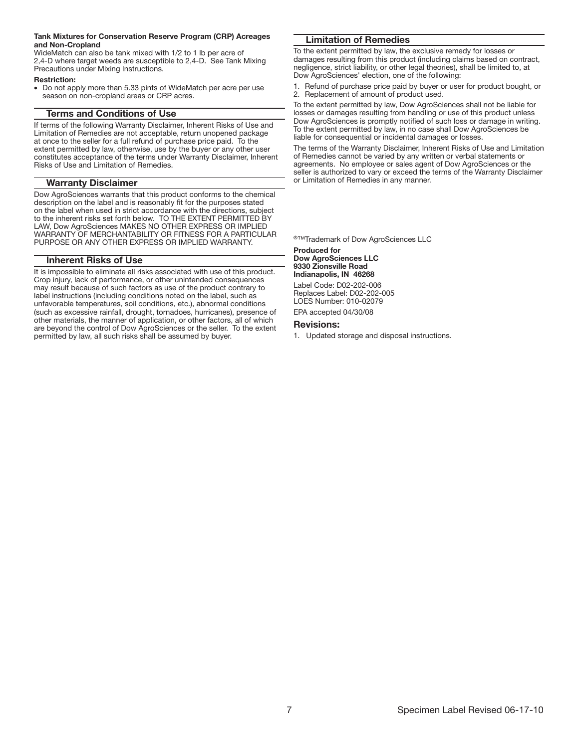**Tank Mixtures for Conservation Reserve Program (CRP) Acreages and Non-Cropland**

WideMatch can also be tank mixed with 1/2 to 1 lb per acre of 2,4-D where target weeds are susceptible to 2,4-D. See Tank Mixing Precautions under Mixing Instructions.

**Restriction:**

- Do not apply more than 5.33 pints of WideMatch per acre per use season on non-cropland areas or CRP acres.

## Terms and Conditions of Use

If terms of the following Warranty Disclaimer, Inherent Risks of Use and Limitation of Remedies are not acceptable, return unopened package at once to the seller for a full refund of purchase price paid. To the extent permitted by law, otherwise, use by the buyer or any other user constitutes acceptance of the terms under Warranty Disclaimer, Inherent Risks of Use and Limitation of Remedies.

## Warranty Disclaimer

Dow AgroSciences warrants that this product conforms to the chemical description on the label and is reasonably fit for the purposes stated on the label when used in strict accordance with the directions, subject to the inherent risks set forth below. TO THE EXTENT PERMITTED BY LAW, Dow AgroSciences MAKES NO OTHER EXPRESS OR IMPLIED WARRANTY OF MERCHANTABILITY OR FITNESS FOR A PARTICULAR PURPOSE OR ANY OTHER EXPRESS OR IMPLIED WARRANTY.

## Inherent Risks of Use

It is impossible to eliminate all risks associated with use of this product. Crop injury, lack of performance, or other unintended consequences may result because of such factors as use of the product contrary to label instructions (including conditions noted on the label, such as unfavorable temperatures, soil conditions, etc.), abnormal conditions (such as excessive rainfall, drought, tornadoes, hurricanes), presence of other materials, the manner of application, or other factors, all of which are beyond the control of Dow AgroSciences or the seller. To the extent permitted by law, all such risks shall be assumed by buyer.

## Limitation of Remedies

To the extent permitted by law, the exclusive remedy for losses or damages resulting from this product (including claims based on contract, negligence, strict liability, or other legal theories), shall be limited to, at Dow AgroSciences' election, one of the following:

1. Refund of purchase price paid by buyer or user for product bought, or
2. Replacement of amount of product used.

To the extent permitted by law, Dow AgroSciences shall not be liable for losses or damages resulting from handling or use of this product unless Dow AgroSciences is promptly notified of such loss or damage in writing. To the extent permitted by law, in no case shall Dow AgroSciences be liable for consequential or incidental damages or losses.

The terms of the Warranty Disclaimer, Inherent Risks of Use and Limitation of Remedies cannot be varied by any written or verbal statements or agreements. No employee or sales agent of Dow AgroSciences or the seller is authorized to vary or exceed the terms of the Warranty Disclaimer or Limitation of Remedies in any manner.

®™Trademark of Dow AgroSciences LLC

**Produced for**
**Dow AgroSciences LLC**
**9330 Zionsville Road**
**Indianapolis, IN 46268**

Label Code: D02-202-006
Replaces Label: D02-202-005
LOES Number: 010-02079

EPA accepted 04/30/08

### Revisions:

1. Updated storage and disposal instructions.

Specimen Label Revised 06-17-10